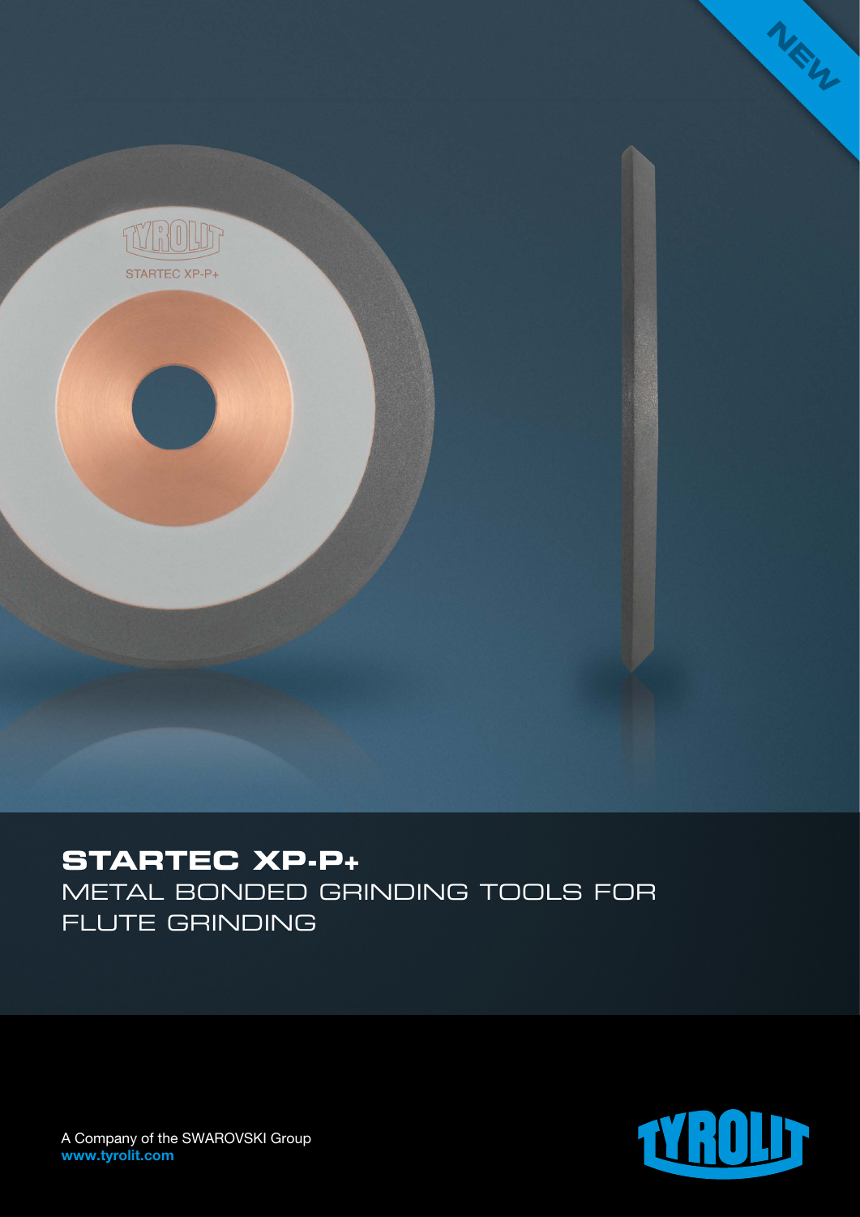NEW

# STARTEC XP-P+

## METAL BONDED GRINDING TOOLS FOR FLUTE GRINDING

A Company of the SWAROVSKI Group
**www.tyrolit.com**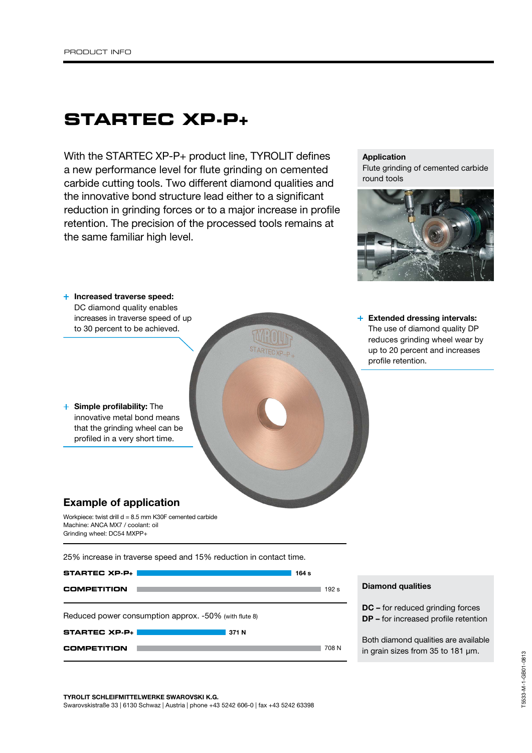PRODUCT INFO

# STARTEC XP-P+

With the STARTEC XP-P+ product line, TYROLIT defines a new performance level for flute grinding on cemented carbide cutting tools. Two different diamond qualities and the innovative bond structure lead either to a significant reduction in grinding forces or to a major increase in profile retention. The precision of the processed tools remains at the same familiar high level.

**Application**
Flute grinding of cemented carbide round tools

+ **Increased traverse speed:** DC diamond quality enables increases in traverse speed of up to 30 percent to be achieved.

+ **Extended dressing intervals:** The use of diamond quality DP reduces grinding wheel wear by up to 20 percent and increases profile retention.

+ **Simple profilability:** The innovative metal bond means that the grinding wheel can be profiled in a very short time.

## Example of application

Workpiece: twist drill d = 8.5 mm K30F cemented carbide
Machine: ANCA MX7 / coolant: oil
Grinding wheel: DC54 MXPP+

25% increase in traverse speed and 15% reduction in contact time.

STARTEC XP-P+ 164 s
COMPETITION 192 s

Reduced power consumption approx. -50% (with flute 8)

STARTEC XP-P+ 371 N
COMPETITION 708 N

**Diamond qualities**

**DC –** for reduced grinding forces
**DP –** for increased profile retention

Both diamond qualities are available in grain sizes from 35 to 181 µm.

**TYROLIT SCHLEIFMITTELWERKE SWAROVSKI K.G.**
Swarovskistraße 33 | 6130 Schwaz | Austria | phone +43 5242 606-0 | fax +43 5242 63398

T5533-M-1-GB01-0813